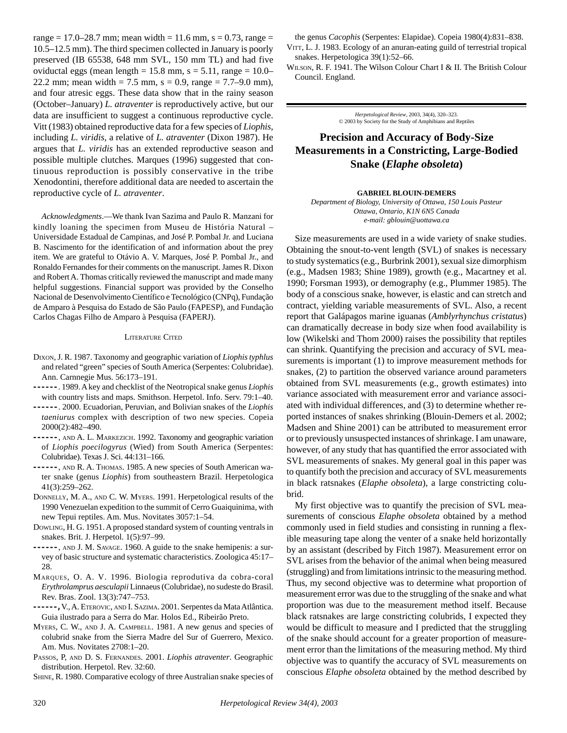range = 17.0–28.7 mm; mean width = 11.6 mm, s = 0.73, range = 10.5–12.5 mm). The third specimen collected in January is poorly preserved (IB 65538, 648 mm SVL, 150 mm TL) and had five oviductal eggs (mean length = 15.8 mm, s = 5.11, range = 10.0–22.2 mm; mean width = 7.5 mm, s = 0.9, range = 7.7–9.0 mm), and four atresic eggs. These data show that in the rainy season (October–January) *L. atraventer* is reproductively active, but our data are insufficient to suggest a continuous reproductive cycle. Vitt (1983) obtained reproductive data for a few species of *Liophis*, including *L. viridis*, a relative of *L. atraventer* (Dixon 1987). He argues that *L. viridis* has an extended reproductive season and possible multiple clutches. Marques (1996) suggested that continuous reproduction is possibly conservative in the tribe Xenodontini, therefore additional data are needed to ascertain the reproductive cycle of *L. atraventer*.

*Acknowledgments*.—We thank Ivan Sazima and Paulo R. Manzani for kindly loaning the specimen from Museu de História Natural – Universidade Estadual de Campinas, and José P. Pombal Jr. and Luciana B. Nascimento for the identification of and information about the prey item. We are grateful to Otávio A. V. Marques, José P. Pombal Jr., and Ronaldo Fernandes for their comments on the manuscript. James R. Dixon and Robert A. Thomas critically reviewed the manuscript and made many helpful suggestions. Financial support was provided by the Conselho Nacional de Desenvolvimento Científico e Tecnológico (CNPq), Fundação de Amparo à Pesquisa do Estado de São Paulo (FAPESP), and Fundação Carlos Chagas Filho de Amparo à Pesquisa (FAPERJ).

### Literature Cited

Dixon, J. R. 1987. Taxonomy and geographic variation of *Liophis typhlus* and related "green" species of South America (Serpentes: Colubridae). Ann. Carnnegie Mus. 56:173–191.

------. 1989. A key and checklist of the Neotropical snake genus *Liophis* with country lists and maps. Smithson. Herpetol. Info. Serv. 79:1–40.

------. 2000. Ecuadorian, Peruvian, and Bolivian snakes of the *Liophis taeniurus* complex with description of two new species. Copeia 2000(2):482–490.

------, and A. L. Markezich. 1992. Taxonomy and geographic variation of *Liophis poecilogyrus* (Wied) from South America (Serpentes: Colubridae). Texas J. Sci. 44:131–166.

------, and R. A. Thomas. 1985. A new species of South American water snake (genus *Liophis*) from southeastern Brazil. Herpetologica 41(3):259–262.

Donnelly, M. A., and C. W. Myers. 1991. Herpetological results of the 1990 Venezuelan expedition to the summit of Cerro Guaiquinima, with new Tepui reptiles. Am. Mus. Novitates 3057:1–54.

Dowling, H. G. 1951. A proposed standard system of counting ventrals in snakes. Brit. J. Herpetol. 1(5):97–99.

------, and J. M. Savage. 1960. A guide to the snake hemipenis: a survey of basic structure and systematic characteristics. Zoologica 45:17–28.

Marques, O. A. V. 1996. Biologia reprodutiva da cobra-coral *Erythrolamprus aesculapii* Linnaeus (Colubridae), no sudeste do Brasil. Rev. Bras. Zool. 13(3):747–753.

------, V., A. Eterovic, and I. Sazima. 2001. Serpentes da Mata Atlântica. Guia ilustrado para a Serra do Mar. Holos Ed., Ribeirão Preto.

Myers, C. W., and J. A. Campbell. 1981. A new genus and species of colubrid snake from the Sierra Madre del Sur of Guerrero, Mexico. Am. Mus. Novitates 2708:1–20.

Passos, P, and D. S. Fernandes. 2001. *Liophis atraventer*. Geographic distribution. Herpetol. Rev. 32:60.

Shine, R. 1980. Comparative ecology of three Australian snake species of the genus *Cacophis* (Serpentes: Elapidae). Copeia 1980(4):831–838.

Vitt, L. J. 1983. Ecology of an anuran-eating guild of terrestrial tropical snakes. Herpetologica 39(1):52–66.

Wilson, R. F. 1941. The Wilson Colour Chart I & II. The British Colour Council. England.

---

*Herpetological Review*, 2003, 34(4), 320–323.
© 2003 by Society for the Study of Amphibians and Reptiles

# Precision and Accuracy of Body-Size Measurements in a Constricting, Large-Bodied Snake (*Elaphe obsoleta*)

**GABRIEL BLOUIN-DEMERS**
*Department of Biology, University of Ottawa, 150 Louis Pasteur Ottawa, Ontario, K1N 6N5 Canada*
*e-mail: gblouin@uottawa.ca*

Size measurements are used in a wide variety of snake studies. Obtaining the snout-to-vent length (SVL) of snakes is necessary to study systematics (e.g., Burbrink 2001), sexual size dimorphism (e.g., Madsen 1983; Shine 1989), growth (e.g., Macartney et al. 1990; Forsman 1993), or demography (e.g., Plummer 1985). The body of a conscious snake, however, is elastic and can stretch and contract, yielding variable measurements of SVL. Also, a recent report that Galápagos marine iguanas (*Amblyrhynchus cristatus*) can dramatically decrease in body size when food availability is low (Wikelski and Thom 2000) raises the possibility that reptiles can shrink. Quantifying the precision and accuracy of SVL measurements is important (1) to improve measurement methods for snakes, (2) to partition the observed variance around parameters obtained from SVL measurements (e.g., growth estimates) into variance associated with measurement error and variance associated with individual differences, and (3) to determine whether reported instances of snakes shrinking (Blouin-Demers et al. 2002; Madsen and Shine 2001) can be attributed to measurement error or to previously unsuspected instances of shrinkage. I am unaware, however, of any study that has quantified the error associated with SVL measurements of snakes. My general goal in this paper was to quantify both the precision and accuracy of SVL measurements in black ratsnakes (*Elaphe obsoleta*), a large constricting colubrid.

My first objective was to quantify the precision of SVL measurements of conscious *Elaphe obsoleta* obtained by a method commonly used in field studies and consisting in running a flexible measuring tape along the venter of a snake held horizontally by an assistant (described by Fitch 1987). Measurement error on SVL arises from the behavior of the animal when being measured (struggling) and from limitations intrinsic to the measuring method. Thus, my second objective was to determine what proportion of measurement error was due to the struggling of the snake and what proportion was due to the measurement method itself. Because black ratsnakes are large constricting colubrids, I expected they would be difficult to measure and I predicted that the struggling of the snake should account for a greater proportion of measurement error than the limitations of the measuring method. My third objective was to quantify the accuracy of SVL measurements on conscious *Elaphe obsoleta* obtained by the method described by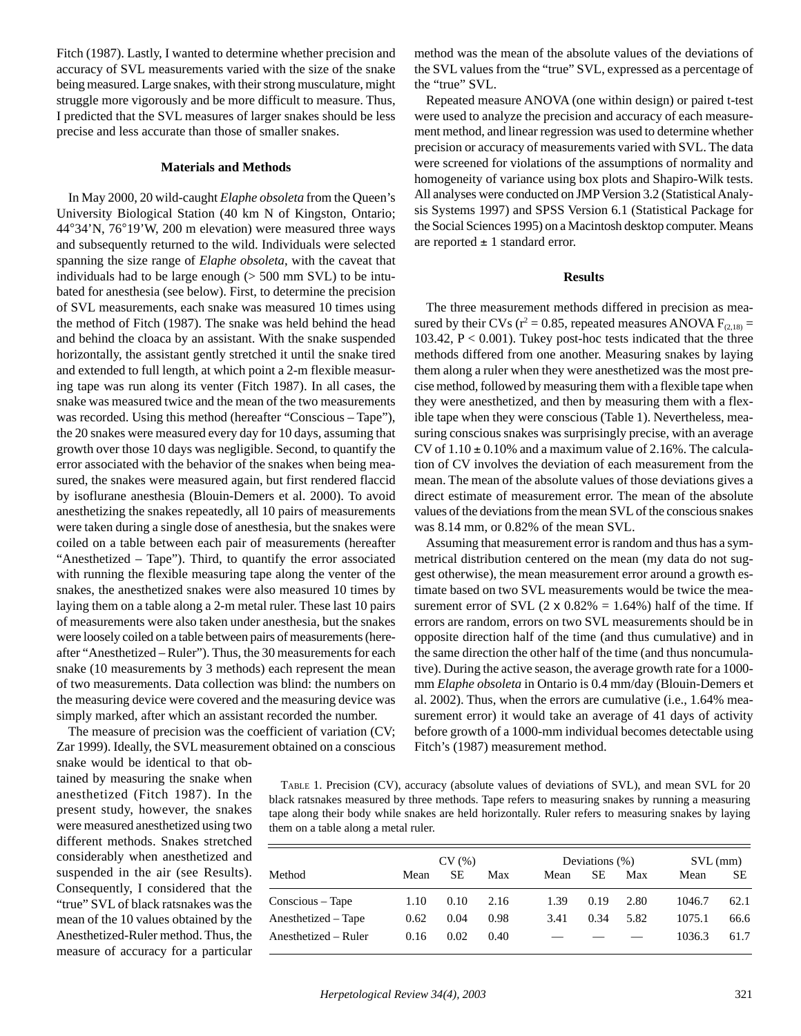Fitch (1987). Lastly, I wanted to determine whether precision and accuracy of SVL measurements varied with the size of the snake being measured. Large snakes, with their strong musculature, might struggle more vigorously and be more difficult to measure. Thus, I predicted that the SVL measures of larger snakes should be less precise and less accurate than those of smaller snakes.

## Materials and Methods

In May 2000, 20 wild-caught *Elaphe obsoleta* from the Queen's University Biological Station (40 km N of Kingston, Ontario; 44°34'N, 76°19'W, 200 m elevation) were measured three ways and subsequently returned to the wild. Individuals were selected spanning the size range of *Elaphe obsoleta*, with the caveat that individuals had to be large enough (> 500 mm SVL) to be intubated for anesthesia (see below). First, to determine the precision of SVL measurements, each snake was measured 10 times using the method of Fitch (1987). The snake was held behind the head and behind the cloaca by an assistant. With the snake suspended horizontally, the assistant gently stretched it until the snake tired and extended to full length, at which point a 2-m flexible measuring tape was run along its venter (Fitch 1987). In all cases, the snake was measured twice and the mean of the two measurements was recorded. Using this method (hereafter "Conscious – Tape"), the 20 snakes were measured every day for 10 days, assuming that growth over those 10 days was negligible. Second, to quantify the error associated with the behavior of the snakes when being measured, the snakes were measured again, but first rendered flaccid by isoflurane anesthesia (Blouin-Demers et al. 2000). To avoid anesthetizing the snakes repeatedly, all 10 pairs of measurements were taken during a single dose of anesthesia, but the snakes were coiled on a table between each pair of measurements (hereafter "Anesthetized – Tape"). Third, to quantify the error associated with running the flexible measuring tape along the venter of the snakes, the anesthetized snakes were also measured 10 times by laying them on a table along a 2-m metal ruler. These last 10 pairs of measurements were also taken under anesthesia, but the snakes were loosely coiled on a table between pairs of measurements (hereafter "Anesthetized – Ruler"). Thus, the 30 measurements for each snake (10 measurements by 3 methods) each represent the mean of two measurements. Data collection was blind: the numbers on the measuring device were covered and the measuring device was simply marked, after which an assistant recorded the number.

The measure of precision was the coefficient of variation (CV; Zar 1999). Ideally, the SVL measurement obtained on a conscious snake would be identical to that obtained by measuring the snake when anesthetized (Fitch 1987). In the present study, however, the snakes were measured anesthetized using two different methods. Snakes stretched considerably when anesthetized and suspended in the air (see Results). Consequently, I considered that the "true" SVL of black ratsnakes was the mean of the 10 values obtained by the Anesthetized-Ruler method. Thus, the measure of accuracy for a particular method was the mean of the absolute values of the deviations of the SVL values from the "true" SVL, expressed as a percentage of the "true" SVL.

Repeated measure ANOVA (one within design) or paired t-test were used to analyze the precision and accuracy of each measurement method, and linear regression was used to determine whether precision or accuracy of measurements varied with SVL. The data were screened for violations of the assumptions of normality and homogeneity of variance using box plots and Shapiro-Wilk tests. All analyses were conducted on JMP Version 3.2 (Statistical Analysis Systems 1997) and SPSS Version 6.1 (Statistical Package for the Social Sciences 1995) on a Macintosh desktop computer. Means are reported ± 1 standard error.

## Results

The three measurement methods differed in precision as measured by their CVs ($r^2 = 0.85$, repeated measures ANOVA $F_{(2,18)} = 103.42$, $P < 0.001$). Tukey post-hoc tests indicated that the three methods differed from one another. Measuring snakes by laying them along a ruler when they were anesthetized was the most precise method, followed by measuring them with a flexible tape when they were anesthetized, and then by measuring them with a flexible tape when they were conscious (Table 1). Nevertheless, measuring conscious snakes was surprisingly precise, with an average CV of 1.10 ± 0.10% and a maximum value of 2.16%. The calculation of CV involves the deviation of each measurement from the mean. The mean of the absolute values of those deviations gives a direct estimate of measurement error. The mean of the absolute values of the deviations from the mean SVL of the conscious snakes was 8.14 mm, or 0.82% of the mean SVL.

Assuming that measurement error is random and thus has a symmetrical distribution centered on the mean (my data do not suggest otherwise), the mean measurement error around a growth estimate based on two SVL measurements would be twice the measurement error of SVL (2 x 0.82% = 1.64%) half of the time. If errors are random, errors on two SVL measurements should be in opposite direction half of the time (and thus cumulative) and in the same direction the other half of the time (and thus noncumulative). During the active season, the average growth rate for a 1000-mm *Elaphe obsoleta* in Ontario is 0.4 mm/day (Blouin-Demers et al. 2002). Thus, when the errors are cumulative (i.e., 1.64% measurement error) it would take an average of 41 days of activity before growth of a 1000-mm individual becomes detectable using Fitch's (1987) measurement method.

TABLE 1. Precision (CV), accuracy (absolute values of deviations of SVL), and mean SVL for 20 black ratsnakes measured by three methods. Tape refers to measuring snakes by running a measuring tape along their body while snakes are held horizontally. Ruler refers to measuring snakes by laying them on a table along a metal ruler.

| Method | CV (%) | | | Deviations (%) | | | SVL (mm) | |
|---|---|---|---|---|---|---|---|---|
| | Mean | SE | Max | Mean | SE | Max | Mean | SE |
| Conscious – Tape | 1.10 | 0.10 | 2.16 | 1.39 | 0.19 | 2.80 | 1046.7 | 62.1 |
| Anesthetized – Tape | 0.62 | 0.04 | 0.98 | 3.41 | 0.34 | 5.82 | 1075.1 | 66.6 |
| Anesthetized – Ruler | 0.16 | 0.02 | 0.40 | — | — | — | 1036.3 | 61.7 |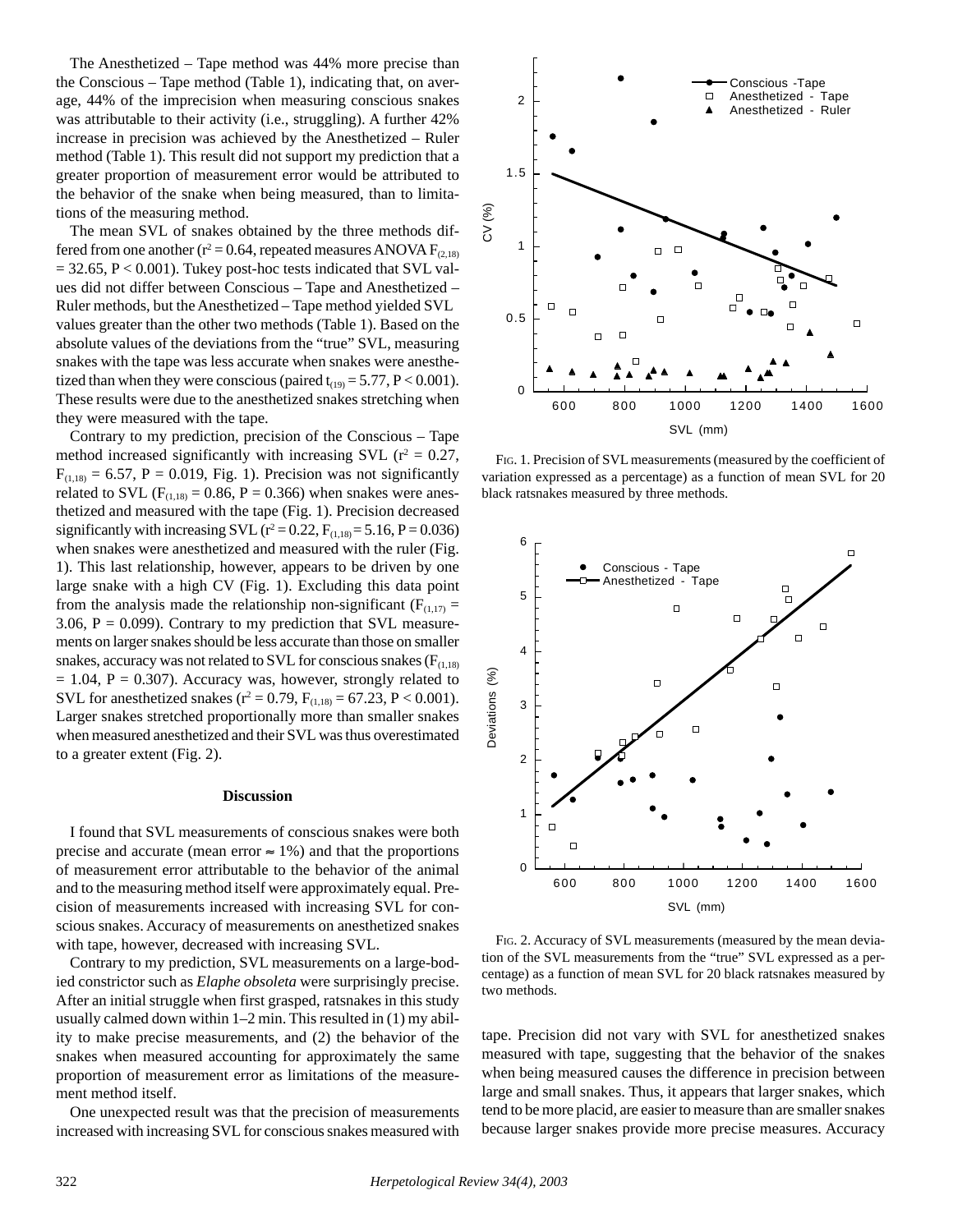The Anesthetized – Tape method was 44% more precise than the Conscious – Tape method (Table 1), indicating that, on average, 44% of the imprecision when measuring conscious snakes was attributable to their activity (i.e., struggling). A further 42% increase in precision was achieved by the Anesthetized – Ruler method (Table 1). This result did not support my prediction that a greater proportion of measurement error would be attributed to the behavior of the snake when being measured, than to limitations of the measuring method.

The mean SVL of snakes obtained by the three methods differed from one another ($r^2 = 0.64$, repeated measures ANOVA $F_{(2,18)} = 32.65$, $P < 0.001$). Tukey post-hoc tests indicated that SVL values did not differ between Conscious – Tape and Anesthetized – Ruler methods, but the Anesthetized – Tape method yielded SVL values greater than the other two methods (Table 1). Based on the absolute values of the deviations from the "true" SVL, measuring snakes with the tape was less accurate when snakes were anesthetized than when they were conscious (paired $t_{(19)} = 5.77$, $P < 0.001$). These results were due to the anesthetized snakes stretching when they were measured with the tape.

Contrary to my prediction, precision of the Conscious – Tape method increased significantly with increasing SVL ($r^2 = 0.27$, $F_{(1,18)} = 6.57$, $P = 0.019$, Fig. 1). Precision was not significantly related to SVL ($F_{(1,18)} = 0.86$, $P = 0.366$) when snakes were anesthetized and measured with the tape (Fig. 1). Precision decreased significantly with increasing SVL ($r^2 = 0.22$, $F_{(1,18)} = 5.16$, $P = 0.036$) when snakes were anesthetized and measured with the ruler (Fig. 1). This last relationship, however, appears to be driven by one large snake with a high CV (Fig. 1). Excluding this data point from the analysis made the relationship non-significant ($F_{(1,17)} = 3.06$, $P = 0.099$). Contrary to my prediction that SVL measurements on larger snakes should be less accurate than those on smaller snakes, accuracy was not related to SVL for conscious snakes ($F_{(1,18)} = 1.04$, $P = 0.307$). Accuracy was, however, strongly related to SVL for anesthetized snakes ($r^2 = 0.79$, $F_{(1,18)} = 67.23$, $P < 0.001$). Larger snakes stretched proportionally more than smaller snakes when measured anesthetized and their SVL was thus overestimated to a greater extent (Fig. 2).

Fig. 1. Precision of SVL measurements (measured by the coefficient of variation expressed as a percentage) as a function of mean SVL for 20 black ratsnakes measured by three methods.

Fig. 2. Accuracy of SVL measurements (measured by the mean deviation of the SVL measurements from the "true" SVL expressed as a percentage) as a function of mean SVL for 20 black ratsnakes measured by two methods.

## Discussion

I found that SVL measurements of conscious snakes were both precise and accurate (mean error ≈ 1%) and that the proportions of measurement error attributable to the behavior of the animal and to the measuring method itself were approximately equal. Precision of measurements increased with increasing SVL for conscious snakes. Accuracy of measurements on anesthetized snakes with tape, however, decreased with increasing SVL.

Contrary to my prediction, SVL measurements on a large-bodied constrictor such as *Elaphe obsoleta* were surprisingly precise. After an initial struggle when first grasped, ratsnakes in this study usually calmed down within 1–2 min. This resulted in (1) my ability to make precise measurements, and (2) the behavior of the snakes when measured accounting for approximately the same proportion of measurement error as limitations of the measurement method itself.

One unexpected result was that the precision of measurements increased with increasing SVL for conscious snakes measured with tape. Precision did not vary with SVL for anesthetized snakes measured with tape, suggesting that the behavior of the snakes when being measured causes the difference in precision between large and small snakes. Thus, it appears that larger snakes, which tend to be more placid, are easier to measure than are smaller snakes because larger snakes provide more precise measures. Accuracy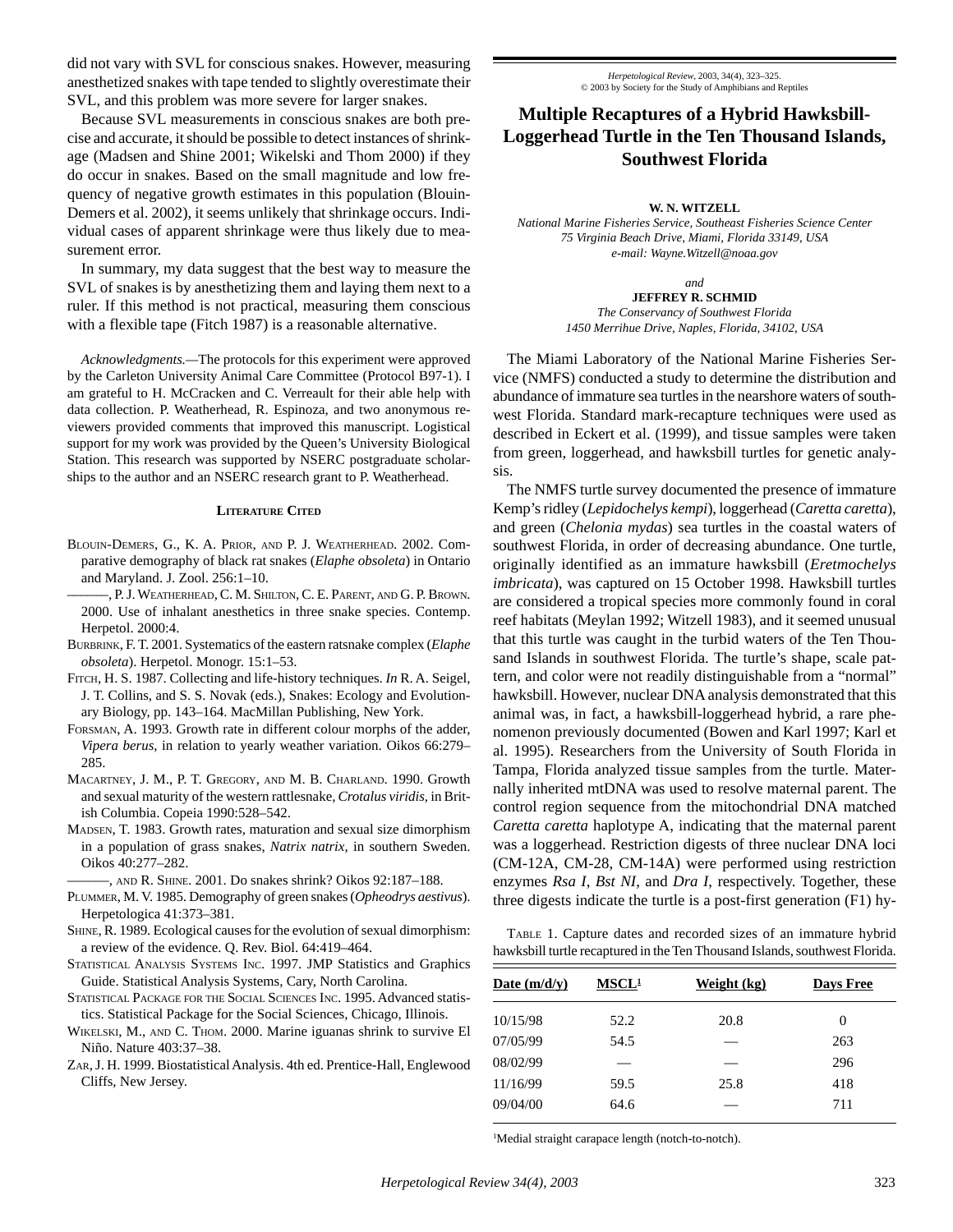did not vary with SVL for conscious snakes. However, measuring anesthetized snakes with tape tended to slightly overestimate their SVL, and this problem was more severe for larger snakes.

Because SVL measurements in conscious snakes are both precise and accurate, it should be possible to detect instances of shrinkage (Madsen and Shine 2001; Wikelski and Thom 2000) if they do occur in snakes. Based on the small magnitude and low frequency of negative growth estimates in this population (Blouin-Demers et al. 2002), it seems unlikely that shrinkage occurs. Individual cases of apparent shrinkage were thus likely due to measurement error.

In summary, my data suggest that the best way to measure the SVL of snakes is by anesthetizing them and laying them next to a ruler. If this method is not practical, measuring them conscious with a flexible tape (Fitch 1987) is a reasonable alternative.

*Acknowledgments.*—The protocols for this experiment were approved by the Carleton University Animal Care Committee (Protocol B97-1). I am grateful to H. McCracken and C. Verreault for their able help with data collection. P. Weatherhead, R. Espinoza, and two anonymous reviewers provided comments that improved this manuscript. Logistical support for my work was provided by the Queen's University Biological Station. This research was supported by NSERC postgraduate scholarships to the author and an NSERC research grant to P. Weatherhead.

#### Literature Cited

Blouin-Demers, G., K. A. Prior, and P. J. Weatherhead. 2002. Comparative demography of black rat snakes (*Elaphe obsoleta*) in Ontario and Maryland. J. Zool. 256:1–10.

———, P. J. Weatherhead, C. M. Shilton, C. E. Parent, and G. P. Brown. 2000. Use of inhalant anesthetics in three snake species. Contemp. Herpetol. 2000:4.

Burbrink, F. T. 2001. Systematics of the eastern ratsnake complex (*Elaphe obsoleta*). Herpetol. Monogr. 15:1–53.

Fitch, H. S. 1987. Collecting and life-history techniques. *In* R. A. Seigel, J. T. Collins, and S. S. Novak (eds.), Snakes: Ecology and Evolutionary Biology, pp. 143–164. MacMillan Publishing, New York.

Forsman, A. 1993. Growth rate in different colour morphs of the adder, *Vipera berus*, in relation to yearly weather variation. Oikos 66:279–285.

Macartney, J. M., P. T. Gregory, and M. B. Charland. 1990. Growth and sexual maturity of the western rattlesnake, *Crotalus viridis*, in British Columbia. Copeia 1990:528–542.

Madsen, T. 1983. Growth rates, maturation and sexual size dimorphism in a population of grass snakes, *Natrix natrix*, in southern Sweden. Oikos 40:277–282.

———, and R. Shine. 2001. Do snakes shrink? Oikos 92:187–188.

Plummer, M. V. 1985. Demography of green snakes (*Opheodrys aestivus*). Herpetologica 41:373–381.

Shine, R. 1989. Ecological causes for the evolution of sexual dimorphism: a review of the evidence. Q. Rev. Biol. 64:419–464.

Statistical Analysis Systems Inc. 1997. JMP Statistics and Graphics Guide. Statistical Analysis Systems, Cary, North Carolina.

Statistical Package for the Social Sciences Inc. 1995. Advanced statistics. Statistical Package for the Social Sciences, Chicago, Illinois.

Wikelski, M., and C. Thom. 2000. Marine iguanas shrink to survive El Niño. Nature 403:37–38.

Zar, J. H. 1999. Biostatistical Analysis. 4th ed. Prentice-Hall, Englewood Cliffs, New Jersey.

---

*Herpetological Review*, 2003, 34(4), 323–325.
© 2003 by Society for the Study of Amphibians and Reptiles

# Multiple Recaptures of a Hybrid Hawksbill-Loggerhead Turtle in the Ten Thousand Islands, Southwest Florida

**W. N. WITZELL**
*National Marine Fisheries Service, Southeast Fisheries Science Center*
*75 Virginia Beach Drive, Miami, Florida 33149, USA*
*e-mail: Wayne.Witzell@noaa.gov*

*and*

**JEFFREY R. SCHMID**
*The Conservancy of Southwest Florida*
*1450 Merrihue Drive, Naples, Florida, 34102, USA*

The Miami Laboratory of the National Marine Fisheries Service (NMFS) conducted a study to determine the distribution and abundance of immature sea turtles in the nearshore waters of southwest Florida. Standard mark-recapture techniques were used as described in Eckert et al. (1999), and tissue samples were taken from green, loggerhead, and hawksbill turtles for genetic analysis.

The NMFS turtle survey documented the presence of immature Kemp's ridley (*Lepidochelys kempi*), loggerhead (*Caretta caretta*), and green (*Chelonia mydas*) sea turtles in the coastal waters of southwest Florida, in order of decreasing abundance. One turtle, originally identified as an immature hawksbill (*Eretmochelys imbricata*), was captured on 15 October 1998. Hawksbill turtles are considered a tropical species more commonly found in coral reef habitats (Meylan 1992; Witzell 1983), and it seemed unusual that this turtle was caught in the turbid waters of the Ten Thousand Islands in southwest Florida. The turtle's shape, scale pattern, and color were not readily distinguishable from a "normal" hawksbill. However, nuclear DNA analysis demonstrated that this animal was, in fact, a hawksbill-loggerhead hybrid, a rare phenomenon previously documented (Bowen and Karl 1997; Karl et al. 1995). Researchers from the University of South Florida in Tampa, Florida analyzed tissue samples from the turtle. Maternally inherited mtDNA was used to resolve maternal parent. The control region sequence from the mitochondrial DNA matched *Caretta caretta* haplotype A, indicating that the maternal parent was a loggerhead. Restriction digests of three nuclear DNA loci (CM-12A, CM-28, CM-14A) were performed using restriction enzymes *Rsa I*, *Bst NI*, and *Dra I*, respectively. Together, these three digests indicate the turtle is a post-first generation (F1) hy-

Table 1. Capture dates and recorded sizes of an immature hybrid hawksbill turtle recaptured in the Ten Thousand Islands, southwest Florida.

| Date (m/d/y) | MSCL[1] | Weight (kg) | Days Free |
|---|---|---|---|
| 10/15/98 | 52.2 | 20.8 | 0 |
| 07/05/99 | 54.5 | — | 263 |
| 08/02/99 | — | — | 296 |
| 11/16/99 | 59.5 | 25.8 | 418 |
| 09/04/00 | 64.6 | — | 711 |

[1]Medial straight carapace length (notch-to-notch).